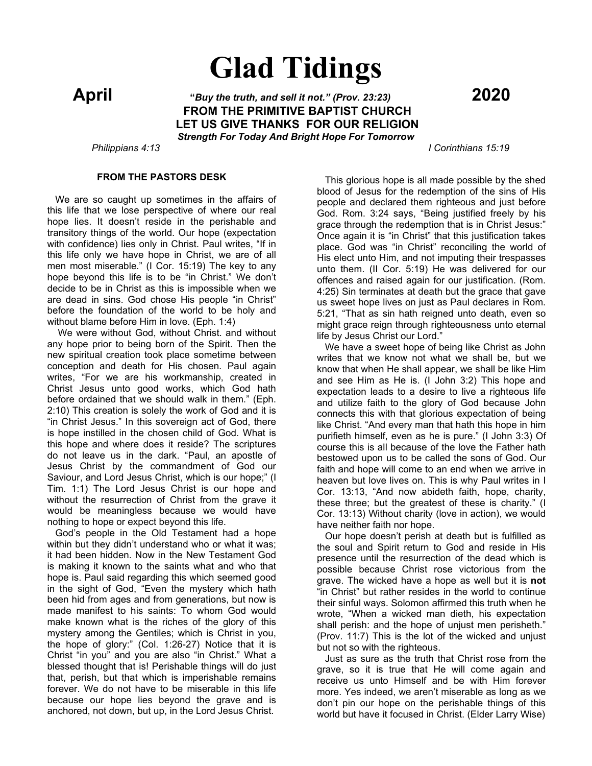# Glad Tidings

**April** ***"Buy the truth, and sell it not." (Prov. 23:23)*** **2020**

**FROM THE PRIMITIVE BAPTIST CHURCH**

**LET US GIVE THANKS FOR OUR RELIGION**

***Strength For Today And Bright Hope For Tomorrow***

*Philippians 4:13* *I Corinthians 15:19*

#### FROM THE PASTORS DESK

We are so caught up sometimes in the affairs of this life that we lose perspective of where our real hope lies. It doesn't reside in the perishable and transitory things of the world. Our hope (expectation with confidence) lies only in Christ. Paul writes, "If in this life only we have hope in Christ, we are of all men most miserable." (I Cor. 15:19) The key to any hope beyond this life is to be "in Christ." We don't decide to be in Christ as this is impossible when we are dead in sins. God chose His people "in Christ" before the foundation of the world to be holy and without blame before Him in love. (Eph. 1:4)

We were without God, without Christ. and without any hope prior to being born of the Spirit. Then the new spiritual creation took place sometime between conception and death for His chosen. Paul again writes, "For we are his workmanship, created in Christ Jesus unto good works, which God hath before ordained that we should walk in them." (Eph. 2:10) This creation is solely the work of God and it is "in Christ Jesus." In this sovereign act of God, there is hope instilled in the chosen child of God. What is this hope and where does it reside? The scriptures do not leave us in the dark. "Paul, an apostle of Jesus Christ by the commandment of God our Saviour, and Lord Jesus Christ, which is our hope;" (I Tim. 1:1) The Lord Jesus Christ is our hope and without the resurrection of Christ from the grave it would be meaningless because we would have nothing to hope or expect beyond this life.

God's people in the Old Testament had a hope within but they didn't understand who or what it was; it had been hidden. Now in the New Testament God is making it known to the saints what and who that hope is. Paul said regarding this which seemed good in the sight of God, "Even the mystery which hath been hid from ages and from generations, but now is made manifest to his saints: To whom God would make known what is the riches of the glory of this mystery among the Gentiles; which is Christ in you, the hope of glory:" (Col. 1:26-27) Notice that it is Christ "in you" and you are also "in Christ." What a blessed thought that is! Perishable things will do just that, perish, but that which is imperishable remains forever. We do not have to be miserable in this life because our hope lies beyond the grave and is anchored, not down, but up, in the Lord Jesus Christ.

This glorious hope is all made possible by the shed blood of Jesus for the redemption of the sins of His people and declared them righteous and just before God. Rom. 3:24 says, "Being justified freely by his grace through the redemption that is in Christ Jesus:" Once again it is "in Christ" that this justification takes place. God was "in Christ" reconciling the world of His elect unto Him, and not imputing their trespasses unto them. (II Cor. 5:19) He was delivered for our offences and raised again for our justification. (Rom. 4:25) Sin terminates at death but the grace that gave us sweet hope lives on just as Paul declares in Rom. 5:21, "That as sin hath reigned unto death, even so might grace reign through righteousness unto eternal life by Jesus Christ our Lord."

We have a sweet hope of being like Christ as John writes that we know not what we shall be, but we know that when He shall appear, we shall be like Him and see Him as He is. (I John 3:2) This hope and expectation leads to a desire to live a righteous life and utilize faith to the glory of God because John connects this with that glorious expectation of being like Christ. "And every man that hath this hope in him purifieth himself, even as he is pure." (I John 3:3) Of course this is all because of the love the Father hath bestowed upon us to be called the sons of God. Our faith and hope will come to an end when we arrive in heaven but love lives on. This is why Paul writes in I Cor. 13:13, "And now abideth faith, hope, charity, these three; but the greatest of these is charity." (I Cor. 13:13) Without charity (love in action), we would have neither faith nor hope.

Our hope doesn't perish at death but is fulfilled as the soul and Spirit return to God and reside in His presence until the resurrection of the dead which is possible because Christ rose victorious from the grave. The wicked have a hope as well but it is **not** "in Christ" but rather resides in the world to continue their sinful ways. Solomon affirmed this truth when he wrote, "When a wicked man dieth, his expectation shall perish: and the hope of unjust men perisheth." (Prov. 11:7) This is the lot of the wicked and unjust but not so with the righteous.

Just as sure as the truth that Christ rose from the grave, so it is true that He will come again and receive us unto Himself and be with Him forever more. Yes indeed, we aren't miserable as long as we don't pin our hope on the perishable things of this world but have it focused in Christ. (Elder Larry Wise)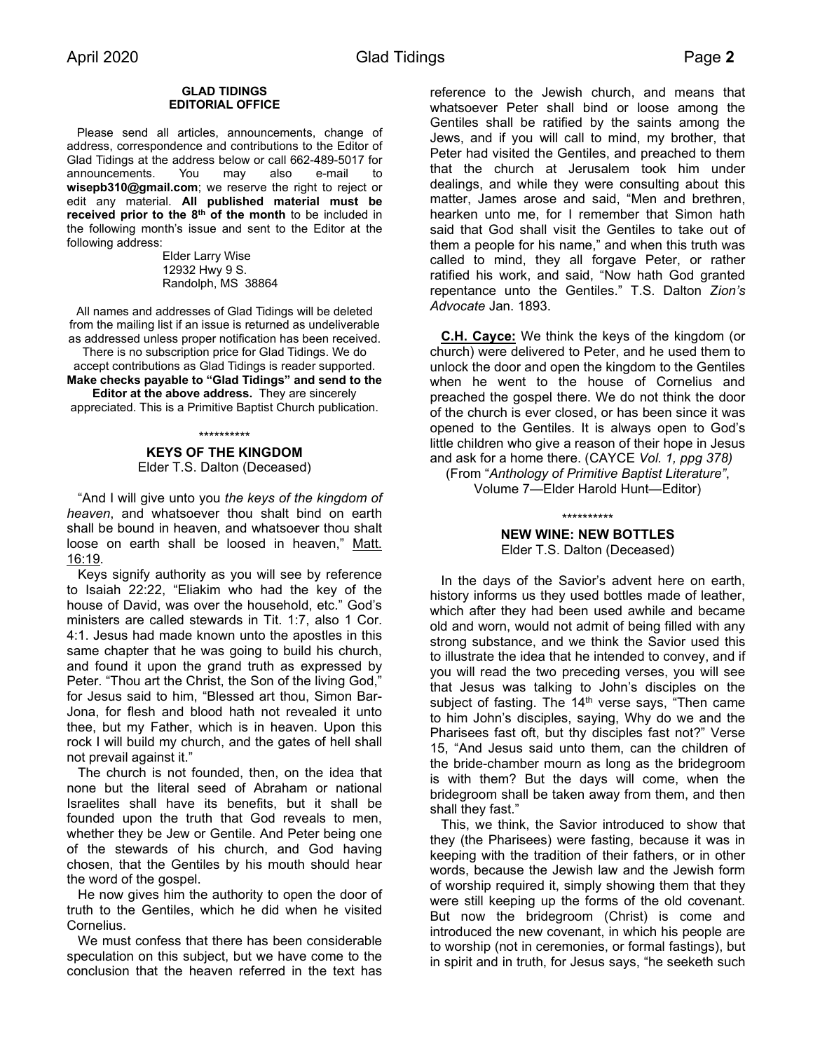#### GLAD TIDINGS EDITORIAL OFFICE

Please send all articles, announcements, change of address, correspondence and contributions to the Editor of Glad Tidings at the address below or call 662-489-5017 for announcements. You may also e-mail to **wisepb310@gmail.com**; we reserve the right to reject or edit any material. **All published material must be received prior to the 8th of the month** to be included in the following month's issue and sent to the Editor at the following address:

Elder Larry Wise
12932 Hwy 9 S.
Randolph, MS 38864

All names and addresses of Glad Tidings will be deleted from the mailing list if an issue is returned as undeliverable as addressed unless proper notification has been received. There is no subscription price for Glad Tidings. We do accept contributions as Glad Tidings is reader supported. **Make checks payable to "Glad Tidings" and send to the Editor at the above address.** They are sincerely appreciated. This is a Primitive Baptist Church publication.

\*\*\*\*\*\*\*\*\*\*

### KEYS OF THE KINGDOM

Elder T.S. Dalton (Deceased)

"And I will give unto you *the keys of the kingdom of heaven*, and whatsoever thou shalt bind on earth shall be bound in heaven, and whatsoever thou shalt loose on earth shall be loosed in heaven," Matt. 16:19.

Keys signify authority as you will see by reference to Isaiah 22:22, "Eliakim who had the key of the house of David, was over the household, etc." God's ministers are called stewards in Tit. 1:7, also 1 Cor. 4:1. Jesus had made known unto the apostles in this same chapter that he was going to build his church, and found it upon the grand truth as expressed by Peter. "Thou art the Christ, the Son of the living God," for Jesus said to him, "Blessed art thou, Simon Bar-Jona, for flesh and blood hath not revealed it unto thee, but my Father, which is in heaven. Upon this rock I will build my church, and the gates of hell shall not prevail against it."

The church is not founded, then, on the idea that none but the literal seed of Abraham or national Israelites shall have its benefits, but it shall be founded upon the truth that God reveals to men, whether they be Jew or Gentile. And Peter being one of the stewards of his church, and God having chosen, that the Gentiles by his mouth should hear the word of the gospel.

He now gives him the authority to open the door of truth to the Gentiles, which he did when he visited Cornelius.

We must confess that there has been considerable speculation on this subject, but we have come to the conclusion that the heaven referred in the text has reference to the Jewish church, and means that whatsoever Peter shall bind or loose among the Gentiles shall be ratified by the saints among the Jews, and if you will call to mind, my brother, that Peter had visited the Gentiles, and preached to them that the church at Jerusalem took him under dealings, and while they were consulting about this matter, James arose and said, "Men and brethren, hearken unto me, for I remember that Simon hath said that God shall visit the Gentiles to take out of them a people for his name," and when this truth was called to mind, they all forgave Peter, or rather ratified his work, and said, "Now hath God granted repentance unto the Gentiles." T.S. Dalton *Zion's Advocate* Jan. 1893.

**C.H. Cayce:** We think the keys of the kingdom (or church) were delivered to Peter, and he used them to unlock the door and open the kingdom to the Gentiles when he went to the house of Cornelius and preached the gospel there. We do not think the door of the church is ever closed, or has been since it was opened to the Gentiles. It is always open to God's little children who give a reason of their hope in Jesus and ask for a home there. (CAYCE *Vol. 1, ppg 378)*

(From "*Anthology of Primitive Baptist Literature*", Volume 7—Elder Harold Hunt—Editor)

\*\*\*\*\*\*\*\*\*\*

### NEW WINE: NEW BOTTLES

Elder T.S. Dalton (Deceased)

In the days of the Savior's advent here on earth, history informs us they used bottles made of leather, which after they had been used awhile and became old and worn, would not admit of being filled with any strong substance, and we think the Savior used this to illustrate the idea that he intended to convey, and if you will read the two preceding verses, you will see that Jesus was talking to John's disciples on the subject of fasting. The 14th verse says, "Then came to him John's disciples, saying, Why do we and the Pharisees fast oft, but thy disciples fast not?" Verse 15, "And Jesus said unto them, can the children of the bride-chamber mourn as long as the bridegroom is with them? But the days will come, when the bridegroom shall be taken away from them, and then shall they fast."

This, we think, the Savior introduced to show that they (the Pharisees) were fasting, because it was in keeping with the tradition of their fathers, or in other words, because the Jewish law and the Jewish form of worship required it, simply showing them that they were still keeping up the forms of the old covenant. But now the bridegroom (Christ) is come and introduced the new covenant, in which his people are to worship (not in ceremonies, or formal fastings), but in spirit and in truth, for Jesus says, "he seeketh such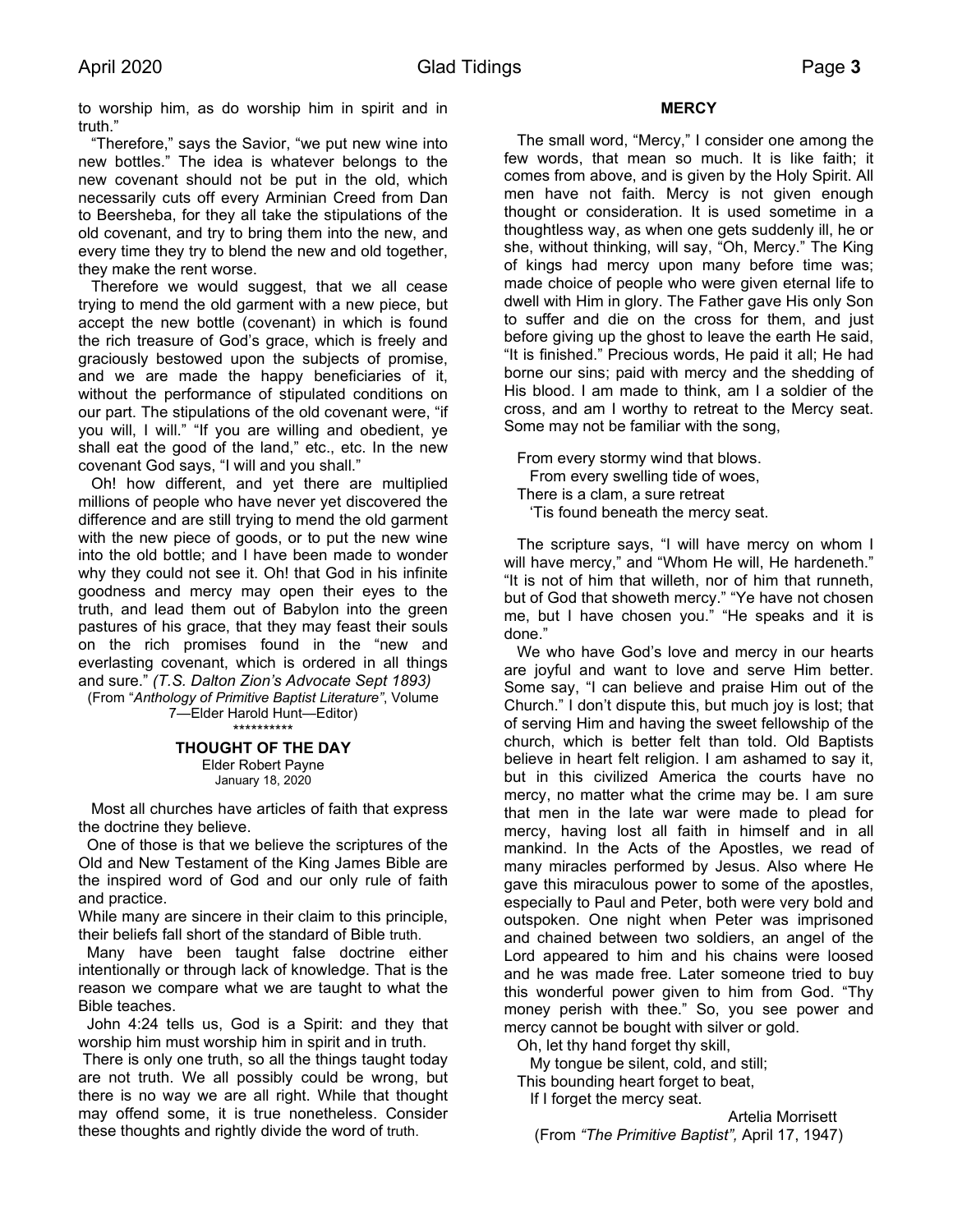to worship him, as do worship him in spirit and in truth."

"Therefore," says the Savior, "we put new wine into new bottles." The idea is whatever belongs to the new covenant should not be put in the old, which necessarily cuts off every Arminian Creed from Dan to Beersheba, for they all take the stipulations of the old covenant, and try to bring them into the new, and every time they try to blend the new and old together, they make the rent worse.

Therefore we would suggest, that we all cease trying to mend the old garment with a new piece, but accept the new bottle (covenant) in which is found the rich treasure of God's grace, which is freely and graciously bestowed upon the subjects of promise, and we are made the happy beneficiaries of it, without the performance of stipulated conditions on our part. The stipulations of the old covenant were, "if you will, I will." "If you are willing and obedient, ye shall eat the good of the land," etc., etc. In the new covenant God says, "I will and you shall."

Oh! how different, and yet there are multiplied millions of people who have never yet discovered the difference and are still trying to mend the old garment with the new piece of goods, or to put the new wine into the old bottle; and I have been made to wonder why they could not see it. Oh! that God in his infinite goodness and mercy may open their eyes to the truth, and lead them out of Babylon into the green pastures of his grace, that they may feast their souls on the rich promises found in the "new and everlasting covenant, which is ordered in all things and sure." *(T.S. Dalton Zion's Advocate Sept 1893)*

(From "*Anthology of Primitive Baptist Literature*", Volume 7—Elder Harold Hunt—Editor)

\*\*\*\*\*\*\*\*\*\*

## THOUGHT OF THE DAY

Elder Robert Payne

January 18, 2020

Most all churches have articles of faith that express the doctrine they believe.

One of those is that we believe the scriptures of the Old and New Testament of the King James Bible are the inspired word of God and our only rule of faith and practice.

While many are sincere in their claim to this principle, their beliefs fall short of the standard of Bible truth.

Many have been taught false doctrine either intentionally or through lack of knowledge. That is the reason we compare what we are taught to what the Bible teaches.

John 4:24 tells us, God is a Spirit: and they that worship him must worship him in spirit and in truth.

There is only one truth, so all the things taught today are not truth. We all possibly could be wrong, but there is no way we are all right. While that thought may offend some, it is true nonetheless. Consider these thoughts and rightly divide the word of truth.

## MERCY

The small word, "Mercy," I consider one among the few words, that mean so much. It is like faith; it comes from above, and is given by the Holy Spirit. All men have not faith. Mercy is not given enough thought or consideration. It is used sometime in a thoughtless way, as when one gets suddenly ill, he or she, without thinking, will say, "Oh, Mercy." The King of kings had mercy upon many before time was; made choice of people who were given eternal life to dwell with Him in glory. The Father gave His only Son to suffer and die on the cross for them, and just before giving up the ghost to leave the earth He said, "It is finished." Precious words, He paid it all; He had borne our sins; paid with mercy and the shedding of His blood. I am made to think, am I a soldier of the cross, and am I worthy to retreat to the Mercy seat. Some may not be familiar with the song,

From every stormy wind that blows.
  From every swelling tide of woes,
There is a clam, a sure retreat
  'Tis found beneath the mercy seat.

The scripture says, "I will have mercy on whom I will have mercy," and "Whom He will, He hardeneth." "It is not of him that willeth, nor of him that runneth, but of God that showeth mercy." "Ye have not chosen me, but I have chosen you." "He speaks and it is done."

We who have God's love and mercy in our hearts are joyful and want to love and serve Him better. Some say, "I can believe and praise Him out of the Church." I don't dispute this, but much joy is lost; that of serving Him and having the sweet fellowship of the church, which is better felt than told. Old Baptists believe in heart felt religion. I am ashamed to say it, but in this civilized America the courts have no mercy, no matter what the crime may be. I am sure that men in the late war were made to plead for mercy, having lost all faith in himself and in all mankind. In the Acts of the Apostles, we read of many miracles performed by Jesus. Also where He gave this miraculous power to some of the apostles, especially to Paul and Peter, both were very bold and outspoken. One night when Peter was imprisoned and chained between two soldiers, an angel of the Lord appeared to him and his chains were loosed and he was made free. Later someone tried to buy this wonderful power given to him from God. "Thy money perish with thee." So, you see power and mercy cannot be bought with silver or gold.

Oh, let thy hand forget thy skill,
  My tongue be silent, cold, and still;
This bounding heart forget to beat,
  If I forget the mercy seat.

Artelia Morrisett

(From *"The Primitive Baptist",* April 17, 1947)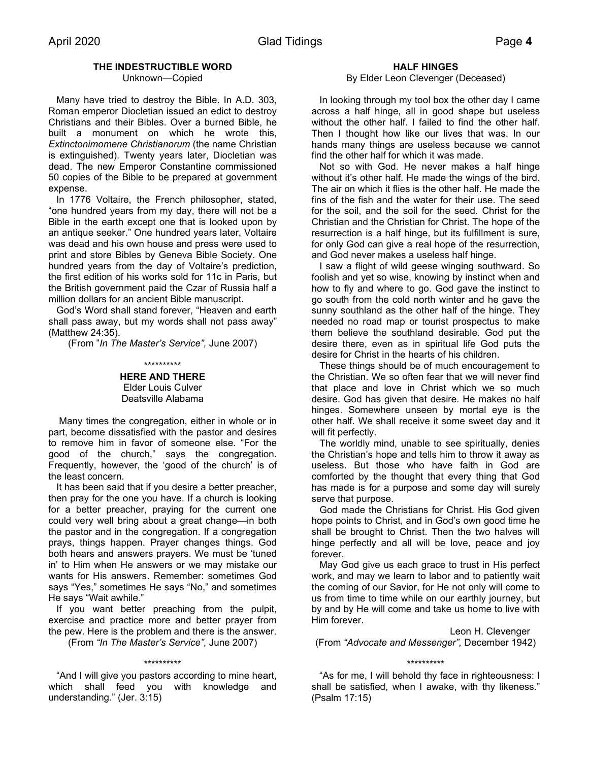### THE INDESTRUCTIBLE WORD

Unknown—Copied

Many have tried to destroy the Bible. In A.D. 303, Roman emperor Diocletian issued an edict to destroy Christians and their Bibles. Over a burned Bible, he built a monument on which he wrote this, *Extinctonimomene Christianorum* (the name Christian is extinguished). Twenty years later, Diocletian was dead. The new Emperor Constantine commissioned 50 copies of the Bible to be prepared at government expense.

In 1776 Voltaire, the French philosopher, stated, "one hundred years from my day, there will not be a Bible in the earth except one that is looked upon by an antique seeker." One hundred years later, Voltaire was dead and his own house and press were used to print and store Bibles by Geneva Bible Society. One hundred years from the day of Voltaire's prediction, the first edition of his works sold for 11c in Paris, but the British government paid the Czar of Russia half a million dollars for an ancient Bible manuscript.

God's Word shall stand forever, "Heaven and earth shall pass away, but my words shall not pass away" (Matthew 24:35).

(From "*In The Master's Service",* June 2007)

\*\*\*\*\*\*\*\*\*\*

### HERE AND THERE

Elder Louis Culver
Deatsville Alabama

Many times the congregation, either in whole or in part, become dissatisfied with the pastor and desires to remove him in favor of someone else. "For the good of the church," says the congregation. Frequently, however, the 'good of the church' is of the least concern.

It has been said that if you desire a better preacher, then pray for the one you have. If a church is looking for a better preacher, praying for the current one could very well bring about a great change—in both the pastor and in the congregation. If a congregation prays, things happen. Prayer changes things. God both hears and answers prayers. We must be 'tuned in' to Him when He answers or we may mistake our wants for His answers. Remember: sometimes God says "Yes," sometimes He says "No," and sometimes He says "Wait awhile."

If you want better preaching from the pulpit, exercise and practice more and better prayer from the pew. Here is the problem and there is the answer.

(From *"In The Master's Service",* June 2007)

\*\*\*\*\*\*\*\*\*\*

"And I will give you pastors according to mine heart, which shall feed you with knowledge and understanding." (Jer. 3:15)

### HALF HINGES

By Elder Leon Clevenger (Deceased)

In looking through my tool box the other day I came across a half hinge, all in good shape but useless without the other half. I failed to find the other half. Then I thought how like our lives that was. In our hands many things are useless because we cannot find the other half for which it was made.

Not so with God. He never makes a half hinge without it's other half. He made the wings of the bird. The air on which it flies is the other half. He made the fins of the fish and the water for their use. The seed for the soil, and the soil for the seed. Christ for the Christian and the Christian for Christ. The hope of the resurrection is a half hinge, but its fulfillment is sure, for only God can give a real hope of the resurrection, and God never makes a useless half hinge.

I saw a flight of wild geese winging southward. So foolish and yet so wise, knowing by instinct when and how to fly and where to go. God gave the instinct to go south from the cold north winter and he gave the sunny southland as the other half of the hinge. They needed no road map or tourist prospectus to make them believe the southland desirable. God put the desire there, even as in spiritual life God puts the desire for Christ in the hearts of his children.

These things should be of much encouragement to the Christian. We so often fear that we will never find that place and love in Christ which we so much desire. God has given that desire. He makes no half hinges. Somewhere unseen by mortal eye is the other half. We shall receive it some sweet day and it will fit perfectly.

The worldly mind, unable to see spiritually, denies the Christian's hope and tells him to throw it away as useless. But those who have faith in God are comforted by the thought that every thing that God has made is for a purpose and some day will surely serve that purpose.

God made the Christians for Christ. His God given hope points to Christ, and in God's own good time he shall be brought to Christ. Then the two halves will hinge perfectly and all will be love, peace and joy forever.

May God give us each grace to trust in His perfect work, and may we learn to labor and to patiently wait the coming of our Savior, for He not only will come to us from time to time while on our earthly journey, but by and by He will come and take us home to live with Him forever.

Leon H. Clevenger

(From *"Advocate and Messenger",* December 1942)

\*\*\*\*\*\*\*\*\*\*

"As for me, I will behold thy face in righteousness: I shall be satisfied, when I awake, with thy likeness." (Psalm 17:15)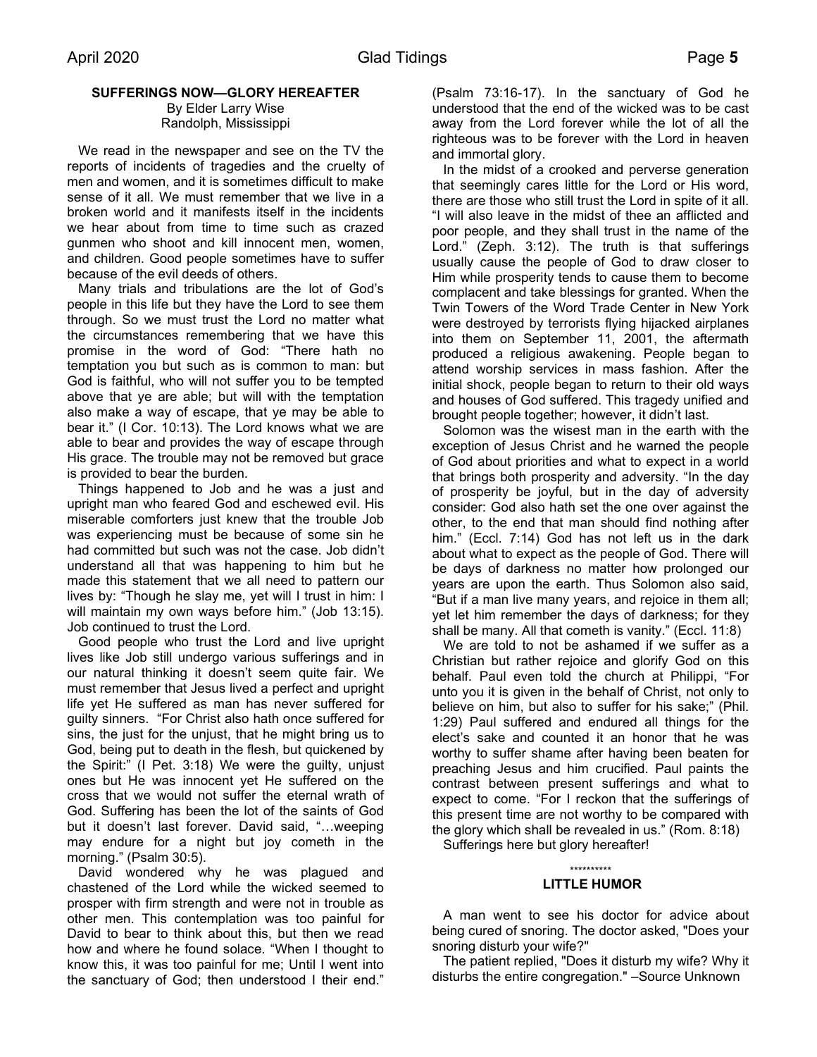### SUFFERINGS NOW—GLORY HEREAFTER

By Elder Larry Wise
Randolph, Mississippi

We read in the newspaper and see on the TV the reports of incidents of tragedies and the cruelty of men and women, and it is sometimes difficult to make sense of it all. We must remember that we live in a broken world and it manifests itself in the incidents we hear about from time to time such as crazed gunmen who shoot and kill innocent men, women, and children. Good people sometimes have to suffer because of the evil deeds of others.

Many trials and tribulations are the lot of God's people in this life but they have the Lord to see them through. So we must trust the Lord no matter what the circumstances remembering that we have this promise in the word of God: "There hath no temptation you but such as is common to man: but God is faithful, who will not suffer you to be tempted above that ye are able; but will with the temptation also make a way of escape, that ye may be able to bear it." (I Cor. 10:13). The Lord knows what we are able to bear and provides the way of escape through His grace. The trouble may not be removed but grace is provided to bear the burden.

Things happened to Job and he was a just and upright man who feared God and eschewed evil. His miserable comforters just knew that the trouble Job was experiencing must be because of some sin he had committed but such was not the case. Job didn't understand all that was happening to him but he made this statement that we all need to pattern our lives by: "Though he slay me, yet will I trust in him: I will maintain my own ways before him." (Job 13:15). Job continued to trust the Lord.

Good people who trust the Lord and live upright lives like Job still undergo various sufferings and in our natural thinking it doesn't seem quite fair. We must remember that Jesus lived a perfect and upright life yet He suffered as man has never suffered for guilty sinners. "For Christ also hath once suffered for sins, the just for the unjust, that he might bring us to God, being put to death in the flesh, but quickened by the Spirit:" (I Pet. 3:18) We were the guilty, unjust ones but He was innocent yet He suffered on the cross that we would not suffer the eternal wrath of God. Suffering has been the lot of the saints of God but it doesn't last forever. David said, "…weeping may endure for a night but joy cometh in the morning." (Psalm 30:5).

David wondered why he was plagued and chastened of the Lord while the wicked seemed to prosper with firm strength and were not in trouble as other men. This contemplation was too painful for David to bear to think about this, but then we read how and where he found solace. "When I thought to know this, it was too painful for me; Until I went into the sanctuary of God; then understood I their end." (Psalm 73:16-17). In the sanctuary of God he understood that the end of the wicked was to be cast away from the Lord forever while the lot of all the righteous was to be forever with the Lord in heaven and immortal glory.

In the midst of a crooked and perverse generation that seemingly cares little for the Lord or His word, there are those who still trust the Lord in spite of it all. "I will also leave in the midst of thee an afflicted and poor people, and they shall trust in the name of the Lord." (Zeph. 3:12). The truth is that sufferings usually cause the people of God to draw closer to Him while prosperity tends to cause them to become complacent and take blessings for granted. When the Twin Towers of the Word Trade Center in New York were destroyed by terrorists flying hijacked airplanes into them on September 11, 2001, the aftermath produced a religious awakening. People began to attend worship services in mass fashion. After the initial shock, people began to return to their old ways and houses of God suffered. This tragedy unified and brought people together; however, it didn't last.

Solomon was the wisest man in the earth with the exception of Jesus Christ and he warned the people of God about priorities and what to expect in a world that brings both prosperity and adversity. "In the day of prosperity be joyful, but in the day of adversity consider: God also hath set the one over against the other, to the end that man should find nothing after him." (Eccl. 7:14) God has not left us in the dark about what to expect as the people of God. There will be days of darkness no matter how prolonged our years are upon the earth. Thus Solomon also said, "But if a man live many years, and rejoice in them all; yet let him remember the days of darkness; for they shall be many. All that cometh is vanity." (Eccl. 11:8)

We are told to not be ashamed if we suffer as a Christian but rather rejoice and glorify God on this behalf. Paul even told the church at Philippi, "For unto you it is given in the behalf of Christ, not only to believe on him, but also to suffer for his sake;" (Phil. 1:29) Paul suffered and endured all things for the elect's sake and counted it an honor that he was worthy to suffer shame after having been beaten for preaching Jesus and him crucified. Paul paints the contrast between present sufferings and what to expect to come. "For I reckon that the sufferings of this present time are not worthy to be compared with the glory which shall be revealed in us." (Rom. 8:18)

Sufferings here but glory hereafter!

**********

### LITTLE HUMOR

A man went to see his doctor for advice about being cured of snoring. The doctor asked, "Does your snoring disturb your wife?"

The patient replied, "Does it disturb my wife? Why it disturbs the entire congregation." –Source Unknown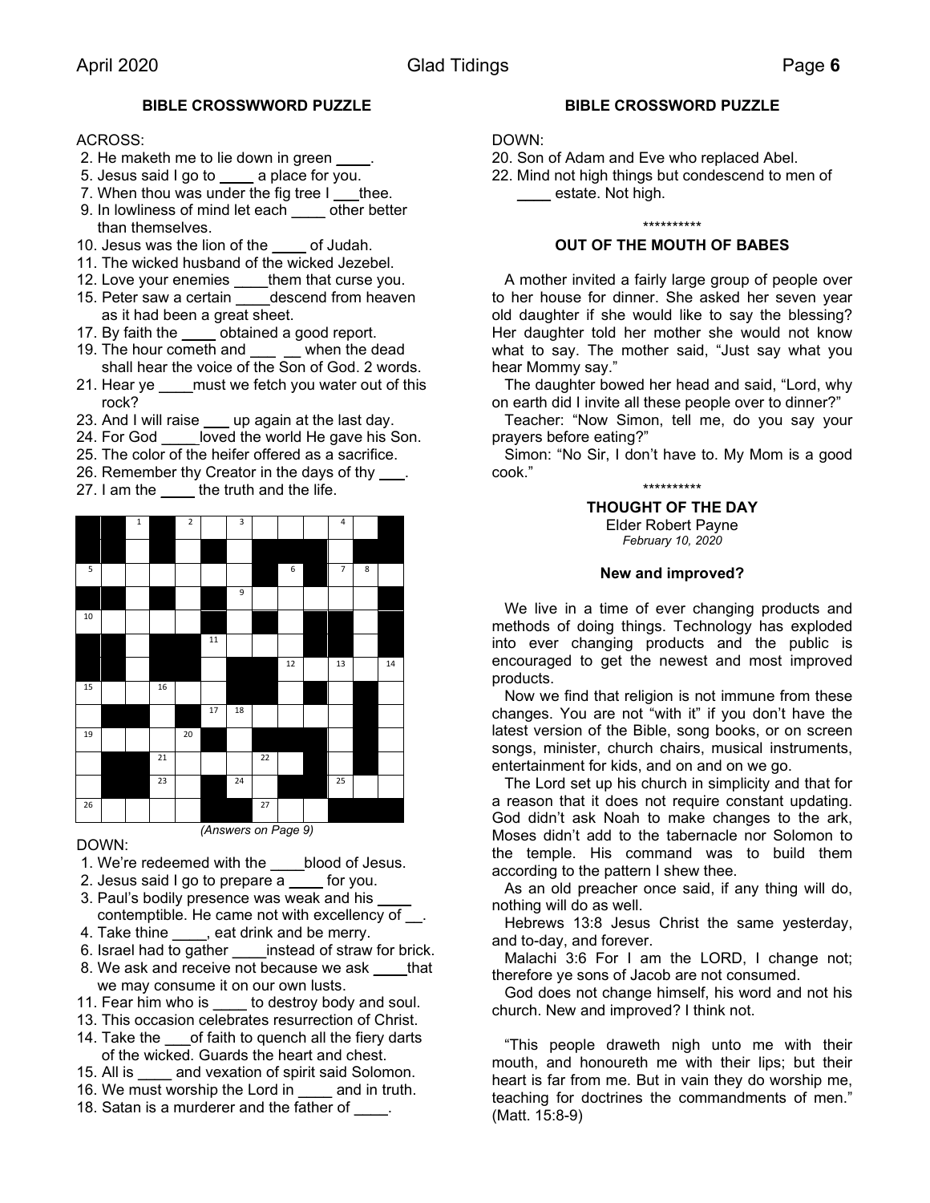## BIBLE CROSSWWORD PUZZLE

ACROSS:

2. He maketh me to lie down in green ____.
5. Jesus said I go to ____ a place for you.
7. When thou was under the fig tree I ___thee.
9. In lowliness of mind let each ____ other better than themselves.
10. Jesus was the lion of the ____ of Judah.
11. The wicked husband of the wicked Jezebel.
12. Love your enemies ____them that curse you.
15. Peter saw a certain ____descend from heaven as it had been a great sheet.
17. By faith the ____ obtained a good report.
19. The hour cometh and ___ __ when the dead shall hear the voice of the Son of God. 2 words.
21. Hear ye ____must we fetch you water out of this rock?
23. And I will raise ___ up again at the last day.
24. For God _____loved the world He gave his Son.
25. The color of the heifer offered as a sacrifice.
26. Remember thy Creator in the days of thy ___.
27. I am the ____ the truth and the life.

*(Answers on Page 9)*

DOWN:

1. We're redeemed with the ____blood of Jesus.
2. Jesus said I go to prepare a ____ for you.
3. Paul's bodily presence was weak and his ____ contemptible. He came not with excellency of __.
4. Take thine ____, eat drink and be merry.
6. Israel had to gather ____instead of straw for brick.
8. We ask and receive not because we ask ____that we may consume it on our own lusts.
11. Fear him who is ____ to destroy body and soul.
13. This occasion celebrates resurrection of Christ.
14. Take the ___of faith to quench all the fiery darts of the wicked. Guards the heart and chest.
15. All is ____ and vexation of spirit said Solomon.
16. We must worship the Lord in ____ and in truth.
18. Satan is a murderer and the father of ____.

## BIBLE CROSSWORD PUZZLE

DOWN:

20. Son of Adam and Eve who replaced Abel.
22. Mind not high things but condescend to men of ____ estate. Not high.

\*\*\*\*\*\*\*\*\*\*

## OUT OF THE MOUTH OF BABES

A mother invited a fairly large group of people over to her house for dinner. She asked her seven year old daughter if she would like to say the blessing? Her daughter told her mother she would not know what to say. The mother said, "Just say what you hear Mommy say."

The daughter bowed her head and said, "Lord, why on earth did I invite all these people over to dinner?"

Teacher: "Now Simon, tell me, do you say your prayers before eating?"

Simon: "No Sir, I don't have to. My Mom is a good cook."

\*\*\*\*\*\*\*\*\*\*

## THOUGHT OF THE DAY

Elder Robert Payne

*February 10, 2020*

### New and improved?

We live in a time of ever changing products and methods of doing things. Technology has exploded into ever changing products and the public is encouraged to get the newest and most improved products.

Now we find that religion is not immune from these changes. You are not "with it" if you don't have the latest version of the Bible, song books, or on screen songs, minister, church chairs, musical instruments, entertainment for kids, and on and on we go.

The Lord set up his church in simplicity and that for a reason that it does not require constant updating. God didn't ask Noah to make changes to the ark, Moses didn't add to the tabernacle nor Solomon to the temple. His command was to build them according to the pattern I shew thee.

As an old preacher once said, if any thing will do, nothing will do as well.

Hebrews 13:8 Jesus Christ the same yesterday, and to-day, and forever.

Malachi 3:6 For I am the LORD, I change not; therefore ye sons of Jacob are not consumed.

God does not change himself, his word and not his church. New and improved? I think not.

"This people draweth nigh unto me with their mouth, and honoureth me with their lips; but their heart is far from me. But in vain they do worship me, teaching for doctrines the commandments of men." (Matt. 15:8-9)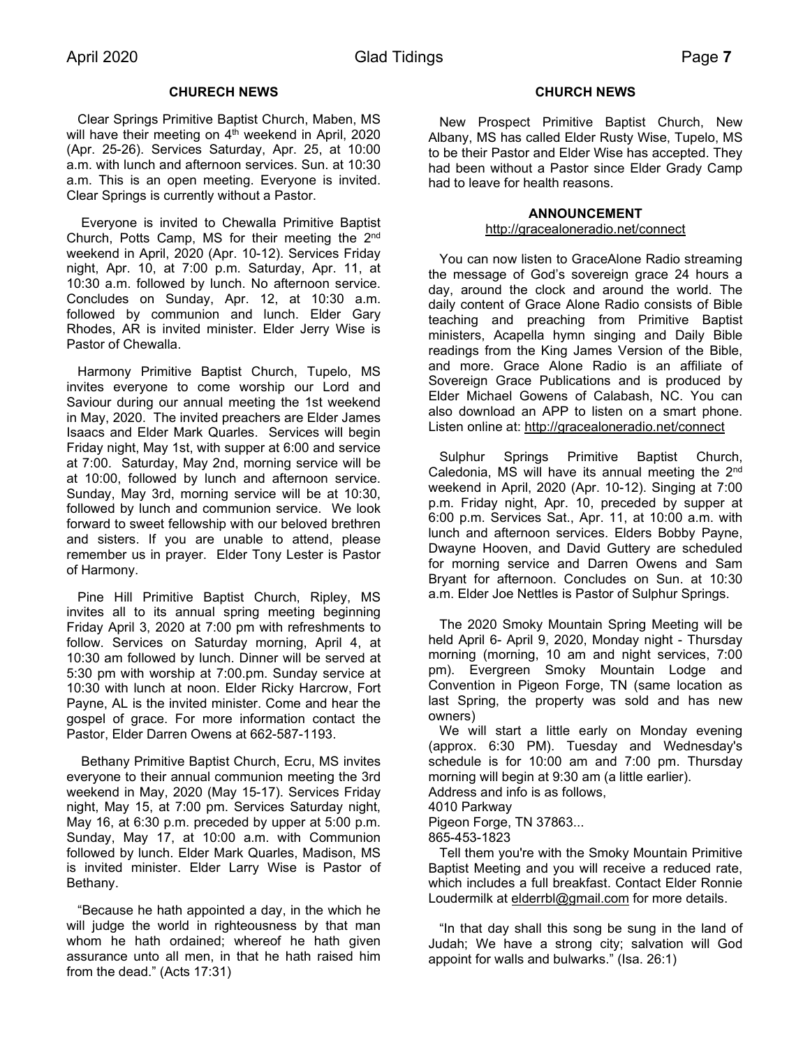### CHURECH NEWS

Clear Springs Primitive Baptist Church, Maben, MS will have their meeting on 4th weekend in April, 2020 (Apr. 25-26). Services Saturday, Apr. 25, at 10:00 a.m. with lunch and afternoon services. Sun. at 10:30 a.m. This is an open meeting. Everyone is invited. Clear Springs is currently without a Pastor.

Everyone is invited to Chewalla Primitive Baptist Church, Potts Camp, MS for their meeting the 2nd weekend in April, 2020 (Apr. 10-12). Services Friday night, Apr. 10, at 7:00 p.m. Saturday, Apr. 11, at 10:30 a.m. followed by lunch. No afternoon service. Concludes on Sunday, Apr. 12, at 10:30 a.m. followed by communion and lunch. Elder Gary Rhodes, AR is invited minister. Elder Jerry Wise is Pastor of Chewalla.

Harmony Primitive Baptist Church, Tupelo, MS invites everyone to come worship our Lord and Saviour during our annual meeting the 1st weekend in May, 2020. The invited preachers are Elder James Isaacs and Elder Mark Quarles. Services will begin Friday night, May 1st, with supper at 6:00 and service at 7:00. Saturday, May 2nd, morning service will be at 10:00, followed by lunch and afternoon service. Sunday, May 3rd, morning service will be at 10:30, followed by lunch and communion service. We look forward to sweet fellowship with our beloved brethren and sisters. If you are unable to attend, please remember us in prayer. Elder Tony Lester is Pastor of Harmony.

Pine Hill Primitive Baptist Church, Ripley, MS invites all to its annual spring meeting beginning Friday April 3, 2020 at 7:00 pm with refreshments to follow. Services on Saturday morning, April 4, at 10:30 am followed by lunch. Dinner will be served at 5:30 pm with worship at 7:00.pm. Sunday service at 10:30 with lunch at noon. Elder Ricky Harcrow, Fort Payne, AL is the invited minister. Come and hear the gospel of grace. For more information contact the Pastor, Elder Darren Owens at 662-587-1193.

Bethany Primitive Baptist Church, Ecru, MS invites everyone to their annual communion meeting the 3rd weekend in May, 2020 (May 15-17). Services Friday night, May 15, at 7:00 pm. Services Saturday night, May 16, at 6:30 p.m. preceded by upper at 5:00 p.m. Sunday, May 17, at 10:00 a.m. with Communion followed by lunch. Elder Mark Quarles, Madison, MS is invited minister. Elder Larry Wise is Pastor of Bethany.

"Because he hath appointed a day, in the which he will judge the world in righteousness by that man whom he hath ordained; whereof he hath given assurance unto all men, in that he hath raised him from the dead." (Acts 17:31)

### CHURCH NEWS

New Prospect Primitive Baptist Church, New Albany, MS has called Elder Rusty Wise, Tupelo, MS to be their Pastor and Elder Wise has accepted. They had been without a Pastor since Elder Grady Camp had to leave for health reasons.

### ANNOUNCEMENT

http://gracealoneradio.net/connect

You can now listen to GraceAlone Radio streaming the message of God's sovereign grace 24 hours a day, around the clock and around the world. The daily content of Grace Alone Radio consists of Bible teaching and preaching from Primitive Baptist ministers, Acapella hymn singing and Daily Bible readings from the King James Version of the Bible, and more. Grace Alone Radio is an affiliate of Sovereign Grace Publications and is produced by Elder Michael Gowens of Calabash, NC. You can also download an APP to listen on a smart phone. Listen online at: http://gracealoneradio.net/connect

Sulphur Springs Primitive Baptist Church, Caledonia, MS will have its annual meeting the 2nd weekend in April, 2020 (Apr. 10-12). Singing at 7:00 p.m. Friday night, Apr. 10, preceded by supper at 6:00 p.m. Services Sat., Apr. 11, at 10:00 a.m. with lunch and afternoon services. Elders Bobby Payne, Dwayne Hooven, and David Guttery are scheduled for morning service and Darren Owens and Sam Bryant for afternoon. Concludes on Sun. at 10:30 a.m. Elder Joe Nettles is Pastor of Sulphur Springs.

The 2020 Smoky Mountain Spring Meeting will be held April 6- April 9, 2020, Monday night - Thursday morning (morning, 10 am and night services, 7:00 pm). Evergreen Smoky Mountain Lodge and Convention in Pigeon Forge, TN (same location as last Spring, the property was sold and has new owners)

We will start a little early on Monday evening (approx. 6:30 PM). Tuesday and Wednesday's schedule is for 10:00 am and 7:00 pm. Thursday morning will begin at 9:30 am (a little earlier).
Address and info is as follows,
4010 Parkway
Pigeon Forge, TN 37863...
865-453-1823

Tell them you're with the Smoky Mountain Primitive Baptist Meeting and you will receive a reduced rate, which includes a full breakfast. Contact Elder Ronnie Loudermilk at elderrbl@gmail.com for more details.

"In that day shall this song be sung in the land of Judah; We have a strong city; salvation will God appoint for walls and bulwarks." (Isa. 26:1)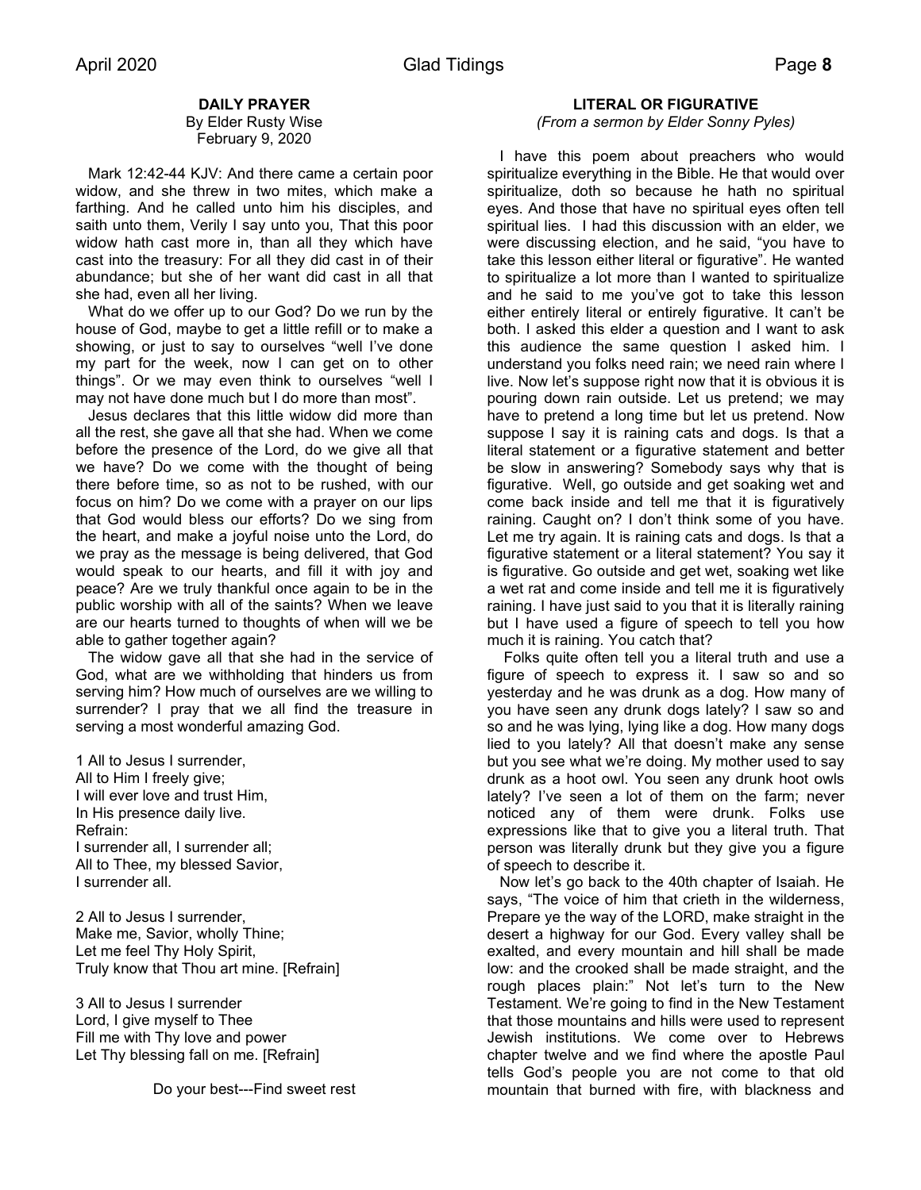## DAILY PRAYER

By Elder Rusty Wise
February 9, 2020

Mark 12:42-44 KJV: And there came a certain poor widow, and she threw in two mites, which make a farthing. And he called unto him his disciples, and saith unto them, Verily I say unto you, That this poor widow hath cast more in, than all they which have cast into the treasury: For all they did cast in of their abundance; but she of her want did cast in all that she had, even all her living.

What do we offer up to our God? Do we run by the house of God, maybe to get a little refill or to make a showing, or just to say to ourselves "well I've done my part for the week, now I can get on to other things". Or we may even think to ourselves "well I may not have done much but I do more than most".

Jesus declares that this little widow did more than all the rest, she gave all that she had. When we come before the presence of the Lord, do we give all that we have? Do we come with the thought of being there before time, so as not to be rushed, with our focus on him? Do we come with a prayer on our lips that God would bless our efforts? Do we sing from the heart, and make a joyful noise unto the Lord, do we pray as the message is being delivered, that God would speak to our hearts, and fill it with joy and peace? Are we truly thankful once again to be in the public worship with all of the saints? When we leave are our hearts turned to thoughts of when will we be able to gather together again?

The widow gave all that she had in the service of God, what are we withholding that hinders us from serving him? How much of ourselves are we willing to surrender? I pray that we all find the treasure in serving a most wonderful amazing God.

1 All to Jesus I surrender,
All to Him I freely give;
I will ever love and trust Him,
In His presence daily live.
Refrain:
I surrender all, I surrender all;
All to Thee, my blessed Savior,
I surrender all.

2 All to Jesus I surrender,
Make me, Savior, wholly Thine;
Let me feel Thy Holy Spirit,
Truly know that Thou art mine. [Refrain]

3 All to Jesus I surrender
Lord, I give myself to Thee
Fill me with Thy love and power
Let Thy blessing fall on me. [Refrain]

Do your best---Find sweet rest

## LITERAL OR FIGURATIVE

*(From a sermon by Elder Sonny Pyles)*

I have this poem about preachers who would spiritualize everything in the Bible. He that would over spiritualize, doth so because he hath no spiritual eyes. And those that have no spiritual eyes often tell spiritual lies. I had this discussion with an elder, we were discussing election, and he said, "you have to take this lesson either literal or figurative". He wanted to spiritualize a lot more than I wanted to spiritualize and he said to me you've got to take this lesson either entirely literal or entirely figurative. It can't be both. I asked this elder a question and I want to ask this audience the same question I asked him. I understand you folks need rain; we need rain where I live. Now let's suppose right now that it is obvious it is pouring down rain outside. Let us pretend; we may have to pretend a long time but let us pretend. Now suppose I say it is raining cats and dogs. Is that a literal statement or a figurative statement and better be slow in answering? Somebody says why that is figurative. Well, go outside and get soaking wet and come back inside and tell me that it is figuratively raining. Caught on? I don't think some of you have. Let me try again. It is raining cats and dogs. Is that a figurative statement or a literal statement? You say it is figurative. Go outside and get wet, soaking wet like a wet rat and come inside and tell me it is figuratively raining. I have just said to you that it is literally raining but I have used a figure of speech to tell you how much it is raining. You catch that?

Folks quite often tell you a literal truth and use a figure of speech to express it. I saw so and so yesterday and he was drunk as a dog. How many of you have seen any drunk dogs lately? I saw so and so and he was lying, lying like a dog. How many dogs lied to you lately? All that doesn't make any sense but you see what we're doing. My mother used to say drunk as a hoot owl. You seen any drunk hoot owls lately? I've seen a lot of them on the farm; never noticed any of them were drunk. Folks use expressions like that to give you a literal truth. That person was literally drunk but they give you a figure of speech to describe it.

Now let's go back to the 40th chapter of Isaiah. He says, "The voice of him that crieth in the wilderness, Prepare ye the way of the LORD, make straight in the desert a highway for our God. Every valley shall be exalted, and every mountain and hill shall be made low: and the crooked shall be made straight, and the rough places plain:" Not let's turn to the New Testament. We're going to find in the New Testament that those mountains and hills were used to represent Jewish institutions. We come over to Hebrews chapter twelve and we find where the apostle Paul tells God's people you are not come to that old mountain that burned with fire, with blackness and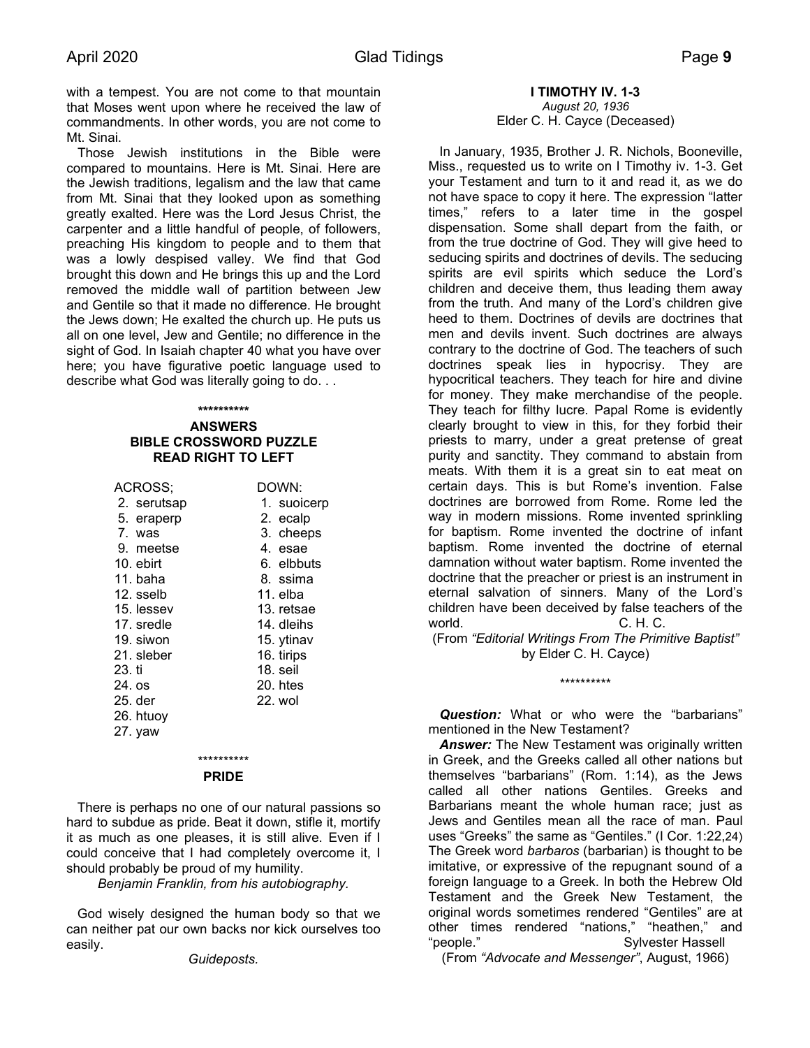with a tempest. You are not come to that mountain that Moses went upon where he received the law of commandments. In other words, you are not come to Mt. Sinai.

Those Jewish institutions in the Bible were compared to mountains. Here is Mt. Sinai. Here are the Jewish traditions, legalism and the law that came from Mt. Sinai that they looked upon as something greatly exalted. Here was the Lord Jesus Christ, the carpenter and a little handful of people, of followers, preaching His kingdom to people and to them that was a lowly despised valley. We find that God brought this down and He brings this up and the Lord removed the middle wall of partition between Jew and Gentile so that it made no difference. He brought the Jews down; He exalted the church up. He puts us all on one level, Jew and Gentile; no difference in the sight of God. In Isaiah chapter 40 what you have over here; you have figurative poetic language used to describe what God was literally going to do. . .

\*\*\*\*\*\*\*\*\*\*

## ANSWERS
## BIBLE CROSSWORD PUZZLE
## READ RIGHT TO LEFT

| ACROSS; | DOWN: |
|---|---|
| 2. serutsap | 1. suoicerp |
| 5. eraperp | 2. ecalp |
| 7. was | 3. cheeps |
| 9. meetse | 4. esae |
| 10. ebirt | 6. elbbuts |
| 11. baha | 8. ssima |
| 12. sselb | 11. elba |
| 15. lessev | 13. retsae |
| 17. sredle | 14. dleihs |
| 19. siwon | 15. ytinav |
| 21. sleber | 16. tirips |
| 23. ti | 18. seil |
| 24. os | 20. htes |
| 25. der | 22. wol |
| 26. htuoy | |
| 27. yaw | |

\*\*\*\*\*\*\*\*\*\*

## PRIDE

There is perhaps no one of our natural passions so hard to subdue as pride. Beat it down, stifle it, mortify it as much as one pleases, it is still alive. Even if I could conceive that I had completely overcome it, I should probably be proud of my humility.

*Benjamin Franklin, from his autobiography.*

God wisely designed the human body so that we can neither pat our own backs nor kick ourselves too easily.

*Guideposts.*

## I TIMOTHY IV. 1-3

*August 20, 1936*

Elder C. H. Cayce (Deceased)

In January, 1935, Brother J. R. Nichols, Booneville, Miss., requested us to write on I Timothy iv. 1-3. Get your Testament and turn to it and read it, as we do not have space to copy it here. The expression "latter times," refers to a later time in the gospel dispensation. Some shall depart from the faith, or from the true doctrine of God. They will give heed to seducing spirits and doctrines of devils. The seducing spirits are evil spirits which seduce the Lord's children and deceive them, thus leading them away from the truth. And many of the Lord's children give heed to them. Doctrines of devils are doctrines that men and devils invent. Such doctrines are always contrary to the doctrine of God. The teachers of such doctrines speak lies in hypocrisy. They are hypocritical teachers. They teach for hire and divine for money. They make merchandise of the people. They teach for filthy lucre. Papal Rome is evidently clearly brought to view in this, for they forbid their priests to marry, under a great pretense of great purity and sanctity. They command to abstain from meats. With them it is a great sin to eat meat on certain days. This is but Rome's invention. False doctrines are borrowed from Rome. Rome led the way in modern missions. Rome invented sprinkling for baptism. Rome invented the doctrine of infant baptism. Rome invented the doctrine of eternal damnation without water baptism. Rome invented the doctrine that the preacher or priest is an instrument in eternal salvation of sinners. Many of the Lord's children have been deceived by false teachers of the world. C. H. C.

(From *"Editorial Writings From The Primitive Baptist"* by Elder C. H. Cayce)

\*\*\*\*\*\*\*\*\*\*

***Question:*** What or who were the "barbarians" mentioned in the New Testament?

***Answer:*** The New Testament was originally written in Greek, and the Greeks called all other nations but themselves "barbarians" (Rom. 1:14), as the Jews called all other nations Gentiles. Greeks and Barbarians meant the whole human race; just as Jews and Gentiles mean all the race of man. Paul uses "Greeks" the same as "Gentiles." (I Cor. 1:22,24) The Greek word *barbaros* (barbarian) is thought to be imitative, or expressive of the repugnant sound of a foreign language to a Greek. In both the Hebrew Old Testament and the Greek New Testament, the original words sometimes rendered "Gentiles" are at other times rendered "nations," "heathen," and "people." Sylvester Hassell

(From *"Advocate and Messenger"*, August, 1966)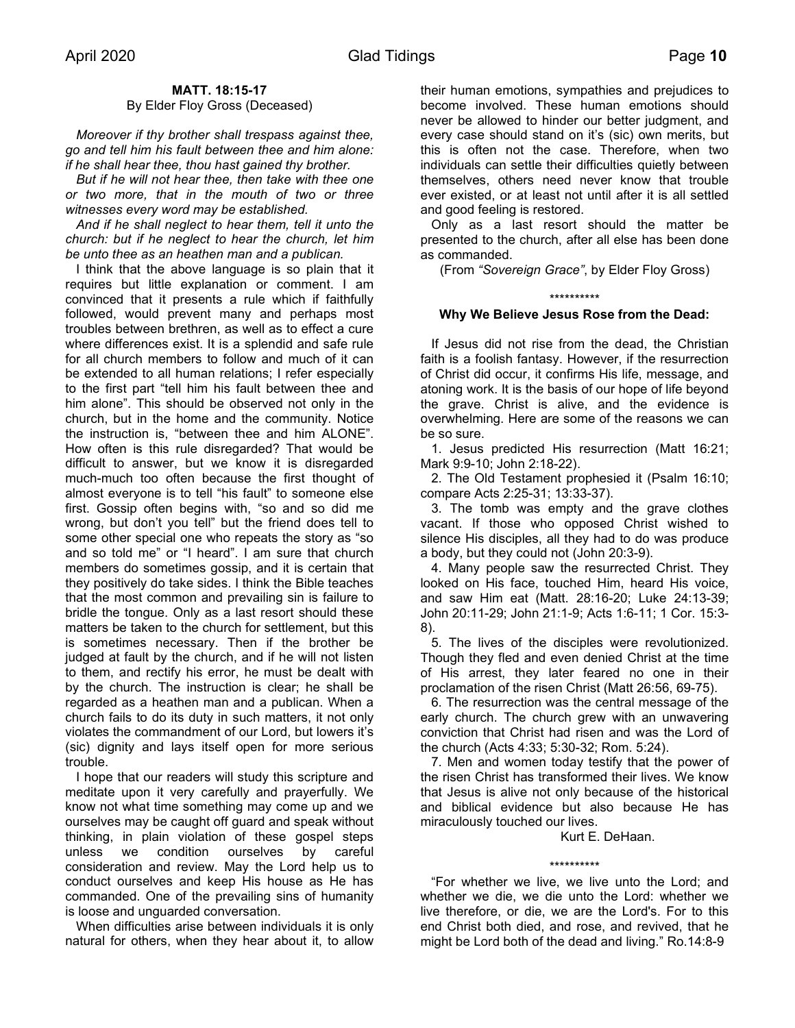### MATT. 18:15-17

By Elder Floy Gross (Deceased)

*Moreover if thy brother shall trespass against thee, go and tell him his fault between thee and him alone: if he shall hear thee, thou hast gained thy brother.*

*But if he will not hear thee, then take with thee one or two more, that in the mouth of two or three witnesses every word may be established.*

*And if he shall neglect to hear them, tell it unto the church: but if he neglect to hear the church, let him be unto thee as an heathen man and a publican.*

I think that the above language is so plain that it requires but little explanation or comment. I am convinced that it presents a rule which if faithfully followed, would prevent many and perhaps most troubles between brethren, as well as to effect a cure where differences exist. It is a splendid and safe rule for all church members to follow and much of it can be extended to all human relations; I refer especially to the first part "tell him his fault between thee and him alone". This should be observed not only in the church, but in the home and the community. Notice the instruction is, "between thee and him ALONE". How often is this rule disregarded? That would be difficult to answer, but we know it is disregarded much-much too often because the first thought of almost everyone is to tell "his fault" to someone else first. Gossip often begins with, "so and so did me wrong, but don't you tell" but the friend does tell to some other special one who repeats the story as "so and so told me" or "I heard". I am sure that church members do sometimes gossip, and it is certain that they positively do take sides. I think the Bible teaches that the most common and prevailing sin is failure to bridle the tongue. Only as a last resort should these matters be taken to the church for settlement, but this is sometimes necessary. Then if the brother be judged at fault by the church, and if he will not listen to them, and rectify his error, he must be dealt with by the church. The instruction is clear; he shall be regarded as a heathen man and a publican. When a church fails to do its duty in such matters, it not only violates the commandment of our Lord, but lowers it's (sic) dignity and lays itself open for more serious trouble.

I hope that our readers will study this scripture and meditate upon it very carefully and prayerfully. We know not what time something may come up and we ourselves may be caught off guard and speak without thinking, in plain violation of these gospel steps unless we condition ourselves by careful consideration and review. May the Lord help us to conduct ourselves and keep His house as He has commanded. One of the prevailing sins of humanity is loose and unguarded conversation.

When difficulties arise between individuals it is only natural for others, when they hear about it, to allow their human emotions, sympathies and prejudices to become involved. These human emotions should never be allowed to hinder our better judgment, and every case should stand on it's (sic) own merits, but this is often not the case. Therefore, when two individuals can settle their difficulties quietly between themselves, others need never know that trouble ever existed, or at least not until after it is all settled and good feeling is restored.

Only as a last resort should the matter be presented to the church, after all else has been done as commanded.

(From *"Sovereign Grace"*, by Elder Floy Gross)

\**********

### Why We Believe Jesus Rose from the Dead:

If Jesus did not rise from the dead, the Christian faith is a foolish fantasy. However, if the resurrection of Christ did occur, it confirms His life, message, and atoning work. It is the basis of our hope of life beyond the grave. Christ is alive, and the evidence is overwhelming. Here are some of the reasons we can be so sure.

1. Jesus predicted His resurrection (Matt 16:21; Mark 9:9-10; John 2:18-22).
2. The Old Testament prophesied it (Psalm 16:10; compare Acts 2:25-31; 13:33-37).
3. The tomb was empty and the grave clothes vacant. If those who opposed Christ wished to silence His disciples, all they had to do was produce a body, but they could not (John 20:3-9).
4. Many people saw the resurrected Christ. They looked on His face, touched Him, heard His voice, and saw Him eat (Matt. 28:16-20; Luke 24:13-39; John 20:11-29; John 21:1-9; Acts 1:6-11; 1 Cor. 15:3-8).
5. The lives of the disciples were revolutionized. Though they fled and even denied Christ at the time of His arrest, they later feared no one in their proclamation of the risen Christ (Matt 26:56, 69-75).
6. The resurrection was the central message of the early church. The church grew with an unwavering conviction that Christ had risen and was the Lord of the church (Acts 4:33; 5:30-32; Rom. 5:24).
7. Men and women today testify that the power of the risen Christ has transformed their lives. We know that Jesus is alive not only because of the historical and biblical evidence but also because He has miraculously touched our lives.

Kurt E. DeHaan.

\**********

"For whether we live, we live unto the Lord; and whether we die, we die unto the Lord: whether we live therefore, or die, we are the Lord's. For to this end Christ both died, and rose, and revived, that he might be Lord both of the dead and living." Ro.14:8-9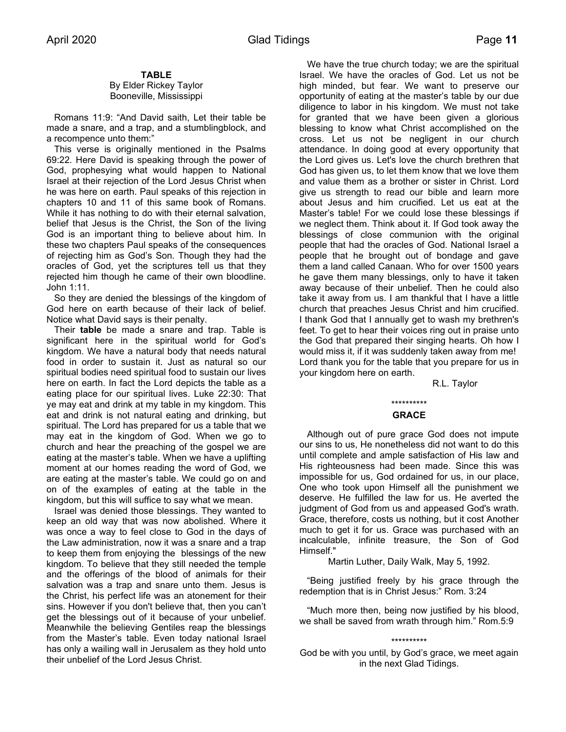**TABLE**

By Elder Rickey Taylor
Booneville, Mississippi

Romans 11:9: "And David saith, Let their table be made a snare, and a trap, and a stumblingblock, and a recompence unto them:"

This verse is originally mentioned in the Psalms 69:22. Here David is speaking through the power of God, prophesying what would happen to National Israel at their rejection of the Lord Jesus Christ when he was here on earth. Paul speaks of this rejection in chapters 10 and 11 of this same book of Romans. While it has nothing to do with their eternal salvation, belief that Jesus is the Christ, the Son of the living God is an important thing to believe about him. In these two chapters Paul speaks of the consequences of rejecting him as God's Son. Though they had the oracles of God, yet the scriptures tell us that they rejected him though he came of their own bloodline. John 1:11.

So they are denied the blessings of the kingdom of God here on earth because of their lack of belief. Notice what David says is their penalty.

Their **table** be made a snare and trap. Table is significant here in the spiritual world for God's kingdom. We have a natural body that needs natural food in order to sustain it. Just as natural so our spiritual bodies need spiritual food to sustain our lives here on earth. In fact the Lord depicts the table as a eating place for our spiritual lives. Luke 22:30: That ye may eat and drink at my table in my kingdom. This eat and drink is not natural eating and drinking, but spiritual. The Lord has prepared for us a table that we may eat in the kingdom of God. When we go to church and hear the preaching of the gospel we are eating at the master's table. When we have a uplifting moment at our homes reading the word of God, we are eating at the master's table. We could go on and on of the examples of eating at the table in the kingdom, but this will suffice to say what we mean.

Israel was denied those blessings. They wanted to keep an old way that was now abolished. Where it was once a way to feel close to God in the days of the Law administration, now it was a snare and a trap to keep them from enjoying the blessings of the new kingdom. To believe that they still needed the temple and the offerings of the blood of animals for their salvation was a trap and snare unto them. Jesus is the Christ, his perfect life was an atonement for their sins. However if you don't believe that, then you can't get the blessings out of it because of your unbelief. Meanwhile the believing Gentiles reap the blessings from the Master's table. Even today national Israel has only a wailing wall in Jerusalem as they hold unto their unbelief of the Lord Jesus Christ.

We have the true church today; we are the spiritual Israel. We have the oracles of God. Let us not be high minded, but fear. We want to preserve our opportunity of eating at the master's table by our due diligence to labor in his kingdom. We must not take for granted that we have been given a glorious blessing to know what Christ accomplished on the cross. Let us not be negligent in our church attendance. In doing good at every opportunity that the Lord gives us. Let's love the church brethren that God has given us, to let them know that we love them and value them as a brother or sister in Christ. Lord give us strength to read our bible and learn more about Jesus and him crucified. Let us eat at the Master's table! For we could lose these blessings if we neglect them. Think about it. If God took away the blessings of close communion with the original people that had the oracles of God. National Israel a people that he brought out of bondage and gave them a land called Canaan. Who for over 1500 years he gave them many blessings, only to have it taken away because of their unbelief. Then he could also take it away from us. I am thankful that I have a little church that preaches Jesus Christ and him crucified. I thank God that I annually get to wash my brethren's feet. To get to hear their voices ring out in praise unto the God that prepared their singing hearts. Oh how I would miss it, if it was suddenly taken away from me! Lord thank you for the table that you prepare for us in your kingdom here on earth.

R.L. Taylor

\*\*\*\*\*\*\*\*\*\*

**GRACE**

Although out of pure grace God does not impute our sins to us, He nonetheless did not want to do this until complete and ample satisfaction of His law and His righteousness had been made. Since this was impossible for us, God ordained for us, in our place, One who took upon Himself all the punishment we deserve. He fulfilled the law for us. He averted the judgment of God from us and appeased God's wrath. Grace, therefore, costs us nothing, but it cost Another much to get it for us. Grace was purchased with an incalculable, infinite treasure, the Son of God Himself."

Martin Luther, Daily Walk, May 5, 1992.

"Being justified freely by his grace through the redemption that is in Christ Jesus:" Rom. 3:24

"Much more then, being now justified by his blood, we shall be saved from wrath through him." Rom.5:9

\*\*\*\*\*\*\*\*\*\*

God be with you until, by God's grace, we meet again in the next Glad Tidings.